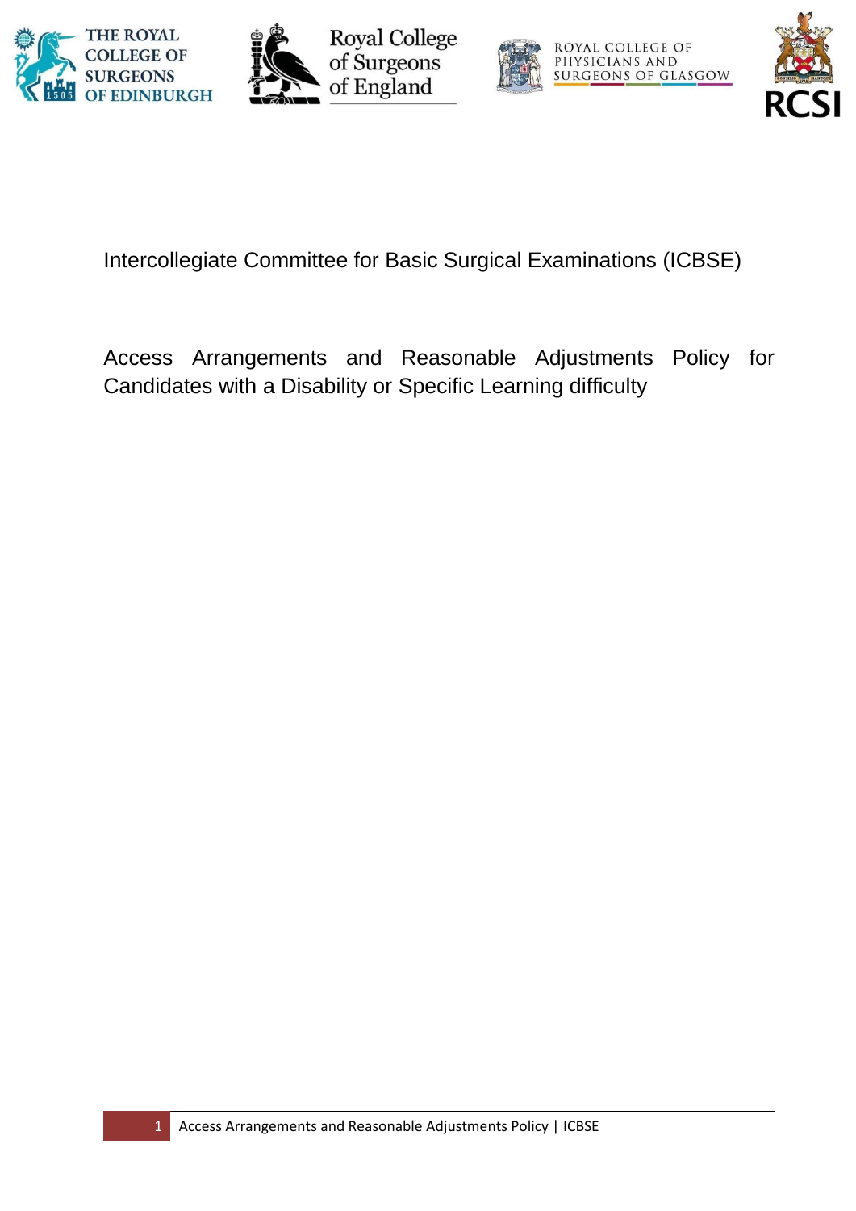THE ROYAL COLLEGE OF SURGEONS OF EDINBURGH

Royal College of Surgeons of England

ROYAL COLLEGE OF PHYSICIANS AND SURGEONS OF GLASGOW

RCSI

# Intercollegiate Committee for Basic Surgical Examinations (ICBSE)

## Access Arrangements and Reasonable Adjustments Policy for Candidates with a Disability or Specific Learning difficulty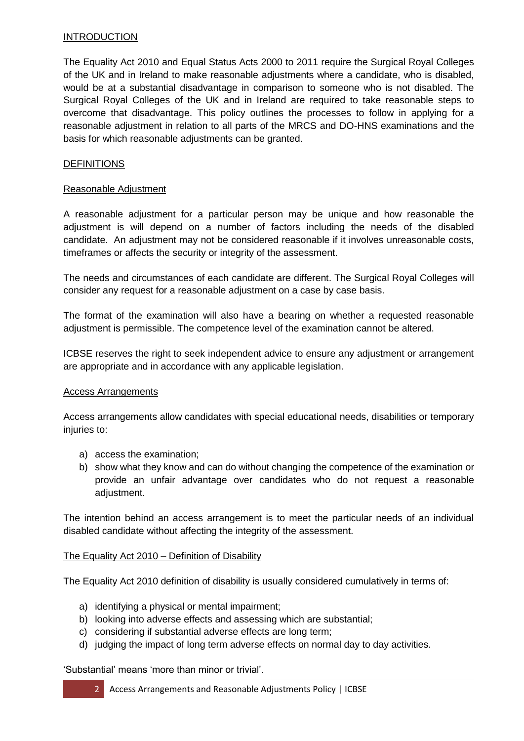## INTRODUCTION

The Equality Act 2010 and Equal Status Acts 2000 to 2011 require the Surgical Royal Colleges of the UK and in Ireland to make reasonable adjustments where a candidate, who is disabled, would be at a substantial disadvantage in comparison to someone who is not disabled. The Surgical Royal Colleges of the UK and in Ireland are required to take reasonable steps to overcome that disadvantage. This policy outlines the processes to follow in applying for a reasonable adjustment in relation to all parts of the MRCS and DO-HNS examinations and the basis for which reasonable adjustments can be granted.

## DEFINITIONS

### Reasonable Adjustment

A reasonable adjustment for a particular person may be unique and how reasonable the adjustment is will depend on a number of factors including the needs of the disabled candidate. An adjustment may not be considered reasonable if it involves unreasonable costs, timeframes or affects the security or integrity of the assessment.

The needs and circumstances of each candidate are different. The Surgical Royal Colleges will consider any request for a reasonable adjustment on a case by case basis.

The format of the examination will also have a bearing on whether a requested reasonable adjustment is permissible. The competence level of the examination cannot be altered.

ICBSE reserves the right to seek independent advice to ensure any adjustment or arrangement are appropriate and in accordance with any applicable legislation.

### Access Arrangements

Access arrangements allow candidates with special educational needs, disabilities or temporary injuries to:

a) access the examination;
b) show what they know and can do without changing the competence of the examination or provide an unfair advantage over candidates who do not request a reasonable adjustment.

The intention behind an access arrangement is to meet the particular needs of an individual disabled candidate without affecting the integrity of the assessment.

### The Equality Act 2010 – Definition of Disability

The Equality Act 2010 definition of disability is usually considered cumulatively in terms of:

a) identifying a physical or mental impairment;
b) looking into adverse effects and assessing which are substantial;
c) considering if substantial adverse effects are long term;
d) judging the impact of long term adverse effects on normal day to day activities.

'Substantial' means 'more than minor or trivial'.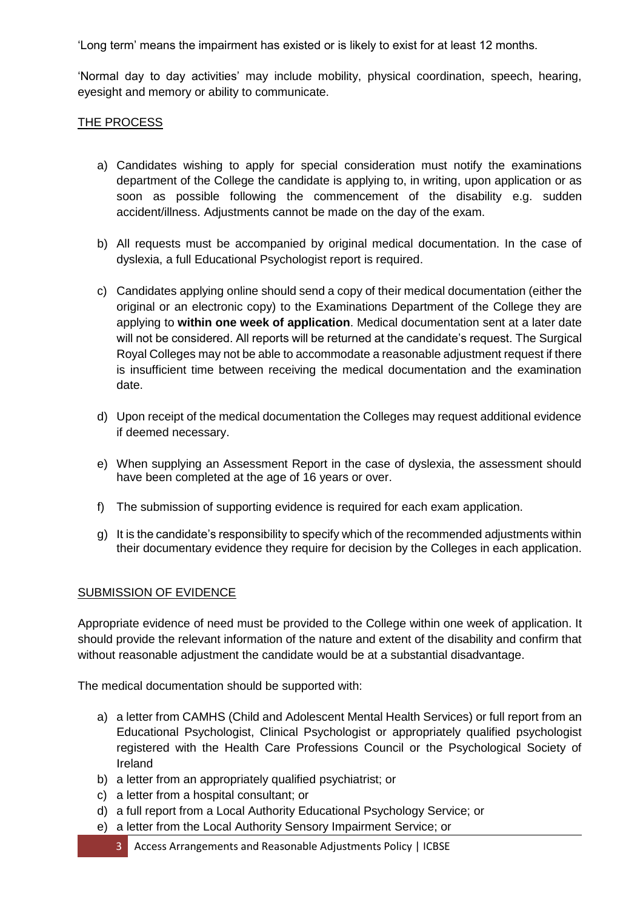'Long term' means the impairment has existed or is likely to exist for at least 12 months.

'Normal day to day activities' may include mobility, physical coordination, speech, hearing, eyesight and memory or ability to communicate.

## THE PROCESS

a) Candidates wishing to apply for special consideration must notify the examinations department of the College the candidate is applying to, in writing, upon application or as soon as possible following the commencement of the disability e.g. sudden accident/illness. Adjustments cannot be made on the day of the exam.

b) All requests must be accompanied by original medical documentation. In the case of dyslexia, a full Educational Psychologist report is required.

c) Candidates applying online should send a copy of their medical documentation (either the original or an electronic copy) to the Examinations Department of the College they are applying to **within one week of application**. Medical documentation sent at a later date will not be considered. All reports will be returned at the candidate's request. The Surgical Royal Colleges may not be able to accommodate a reasonable adjustment request if there is insufficient time between receiving the medical documentation and the examination date.

d) Upon receipt of the medical documentation the Colleges may request additional evidence if deemed necessary.

e) When supplying an Assessment Report in the case of dyslexia, the assessment should have been completed at the age of 16 years or over.

f) The submission of supporting evidence is required for each exam application.

g) It is the candidate's responsibility to specify which of the recommended adjustments within their documentary evidence they require for decision by the Colleges in each application.

## SUBMISSION OF EVIDENCE

Appropriate evidence of need must be provided to the College within one week of application. It should provide the relevant information of the nature and extent of the disability and confirm that without reasonable adjustment the candidate would be at a substantial disadvantage.

The medical documentation should be supported with:

a) a letter from CAMHS (Child and Adolescent Mental Health Services) or full report from an Educational Psychologist, Clinical Psychologist or appropriately qualified psychologist registered with the Health Care Professions Council or the Psychological Society of Ireland
b) a letter from an appropriately qualified psychiatrist; or
c) a letter from a hospital consultant; or
d) a full report from a Local Authority Educational Psychology Service; or
e) a letter from the Local Authority Sensory Impairment Service; or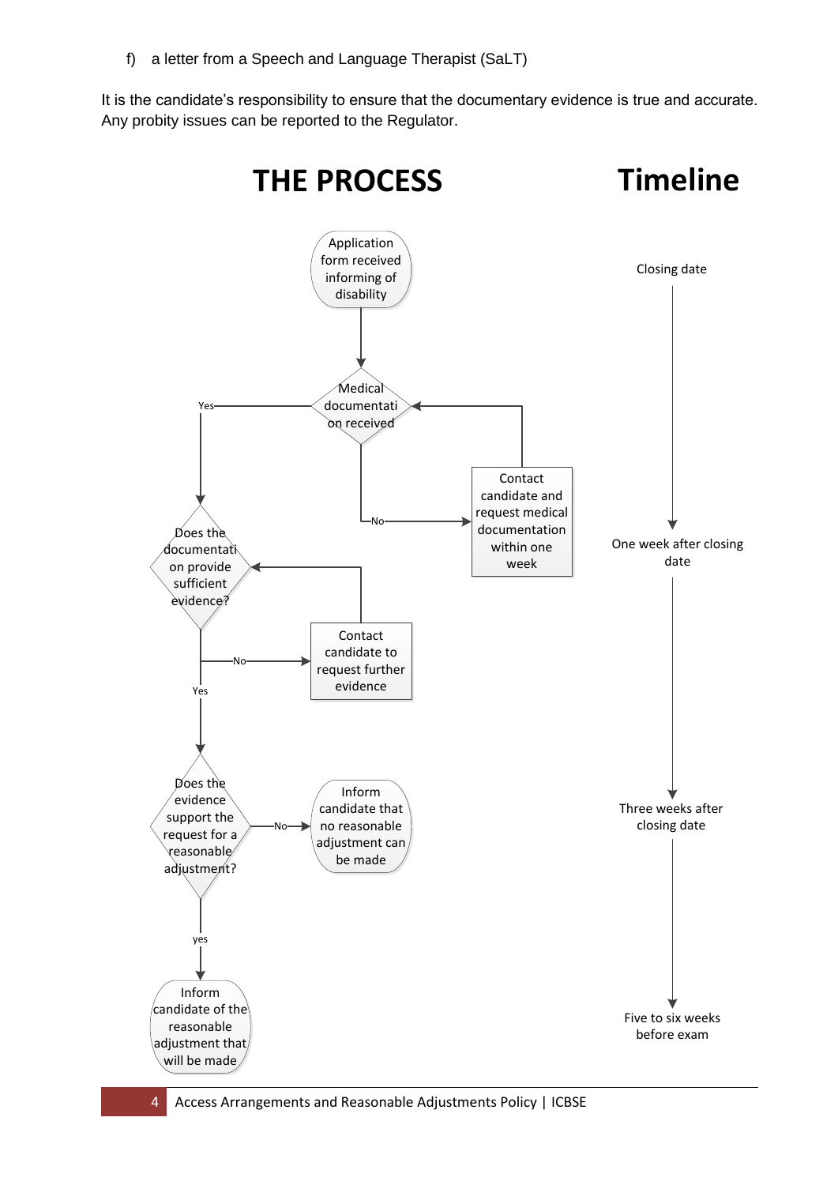f) a letter from a Speech and Language Therapist (SaLT)

It is the candidate's responsibility to ensure that the documentary evidence is true and accurate. Any probity issues can be reported to the Regulator.

# THE PROCESS

Application form received informing of disability

Medical documentation received

Yes

No

Contact candidate and request medical documentation within one week

Does the documentation provide sufficient evidence?

No

Contact candidate to request further evidence

Yes

Does the evidence support the request for a reasonable adjustment?

No

Inform candidate that no reasonable adjustment can be made

yes

Inform candidate of the reasonable adjustment that will be made

# Timeline

Closing date

One week after closing date

Three weeks after closing date

Five to six weeks before exam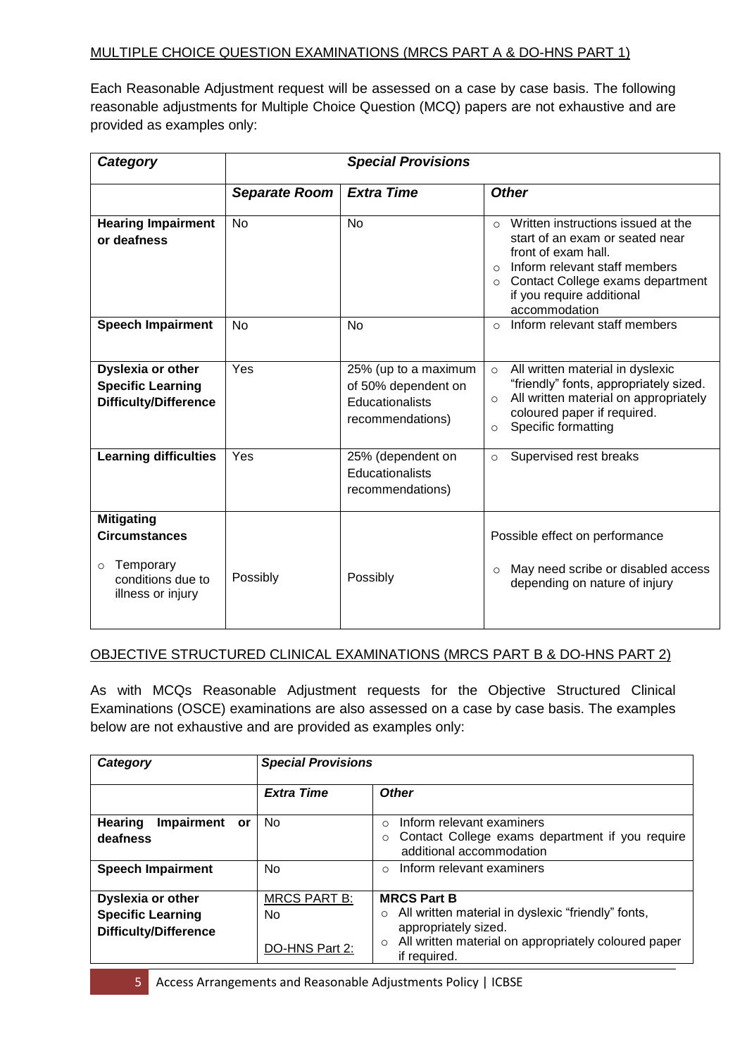MULTIPLE CHOICE QUESTION EXAMINATIONS (MRCS PART A & DO-HNS PART 1)

Each Reasonable Adjustment request will be assessed on a case by case basis. The following reasonable adjustments for Multiple Choice Question (MCQ) papers are not exhaustive and are provided as examples only:

| ***Category*** | ***Special Provisions*** | | |
|---|---|---|---|
| | ***Separate Room*** | ***Extra Time*** | ***Other*** |
| **Hearing Impairment or deafness** | No | No | ○ Written instructions issued at the start of an exam or seated near front of exam hall.<br>○ Inform relevant staff members<br>○ Contact College exams department if you require additional accommodation |
| **Speech Impairment** | No | No | ○ Inform relevant staff members |
| **Dyslexia or other Specific Learning Difficulty/Difference** | Yes | 25% (up to a maximum of 50% dependent on Educationalists recommendations) | ○ All written material in dyslexic "friendly" fonts, appropriately sized.<br>○ All written material on appropriately coloured paper if required.<br>○ Specific formatting |
| **Learning difficulties** | Yes | 25% (dependent on Educationalists recommendations) | ○ Supervised rest breaks |
| **Mitigating Circumstances**<br>○ Temporary conditions due to illness or injury | Possibly | Possibly | Possible effect on performance<br>○ May need scribe or disabled access depending on nature of injury |

OBJECTIVE STRUCTURED CLINICAL EXAMINATIONS (MRCS PART B & DO-HNS PART 2)

As with MCQs Reasonable Adjustment requests for the Objective Structured Clinical Examinations (OSCE) examinations are also assessed on a case by case basis. The examples below are not exhaustive and are provided as examples only:

| ***Category*** | ***Special Provisions*** | |
|---|---|---|
| | ***Extra Time*** | ***Other*** |
| **Hearing Impairment or deafness** | No | ○ Inform relevant examiners<br>○ Contact College exams department if you require additional accommodation |
| **Speech Impairment** | No | ○ Inform relevant examiners |
| **Dyslexia or other Specific Learning Difficulty/Difference** | MRCS PART B:<br>No<br><br>DO-HNS Part 2: | **MRCS Part B**<br>○ All written material in dyslexic "friendly" fonts, appropriately sized.<br>○ All written material on appropriately coloured paper if required. |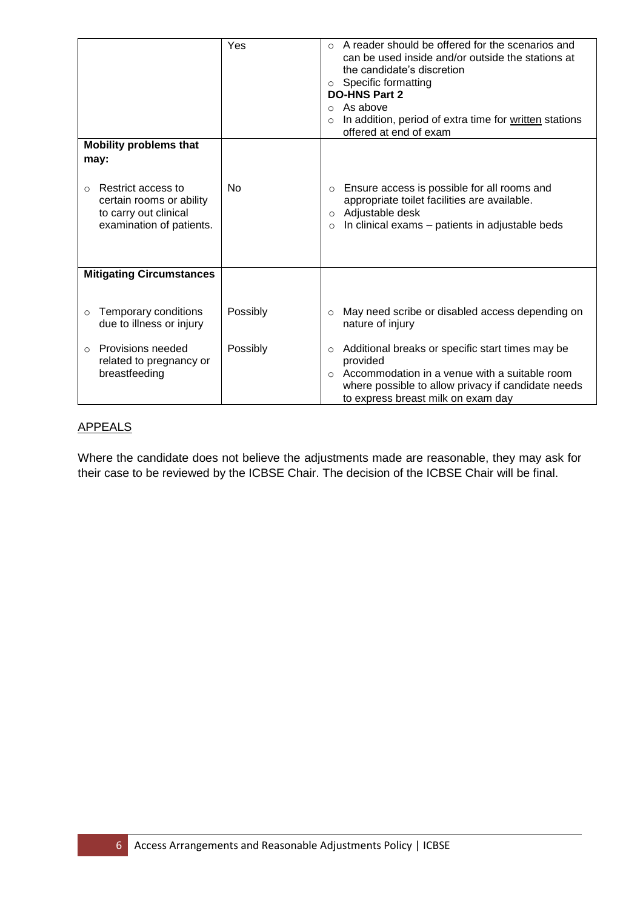| | | |
|---|---|---|
| | Yes | ○ A reader should be offered for the scenarios and can be used inside and/or outside the stations at the candidate's discretion<br>○ Specific formatting<br>**DO-HNS Part 2**<br>○ As above<br>○ In addition, period of extra time for written stations offered at end of exam |
| **Mobility problems that may:**<br><br>○ Restrict access to certain rooms or ability to carry out clinical examination of patients. | No | ○ Ensure access is possible for all rooms and appropriate toilet facilities are available.<br>○ Adjustable desk<br>○ In clinical exams – patients in adjustable beds |
| **Mitigating Circumstances** | | |
| ○ Temporary conditions due to illness or injury | Possibly | ○ May need scribe or disabled access depending on nature of injury |
| ○ Provisions needed related to pregnancy or breastfeeding | Possibly | ○ Additional breaks or specific start times may be provided<br>○ Accommodation in a venue with a suitable room where possible to allow privacy if candidate needs to express breast milk on exam day |

## APPEALS

Where the candidate does not believe the adjustments made are reasonable, they may ask for their case to be reviewed by the ICBSE Chair. The decision of the ICBSE Chair will be final.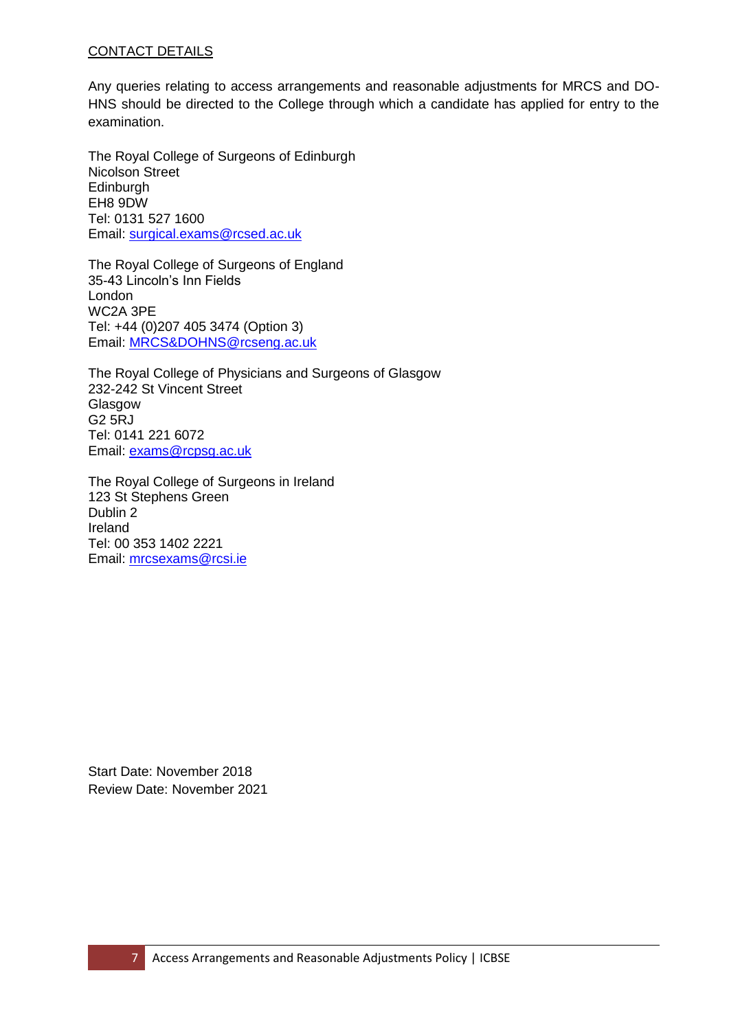## CONTACT DETAILS

Any queries relating to access arrangements and reasonable adjustments for MRCS and DO-HNS should be directed to the College through which a candidate has applied for entry to the examination.

The Royal College of Surgeons of Edinburgh
Nicolson Street
Edinburgh
EH8 9DW
Tel: 0131 527 1600
Email: surgical.exams@rcsed.ac.uk

The Royal College of Surgeons of England
35-43 Lincoln's Inn Fields
London
WC2A 3PE
Tel: +44 (0)207 405 3474 (Option 3)
Email: MRCS&DOHNS@rcseng.ac.uk

The Royal College of Physicians and Surgeons of Glasgow
232-242 St Vincent Street
Glasgow
G2 5RJ
Tel: 0141 221 6072
Email: exams@rcpsg.ac.uk

The Royal College of Surgeons in Ireland
123 St Stephens Green
Dublin 2
Ireland
Tel: 00 353 1402 2221
Email: mrcsexams@rcsi.ie

Start Date: November 2018
Review Date: November 2021